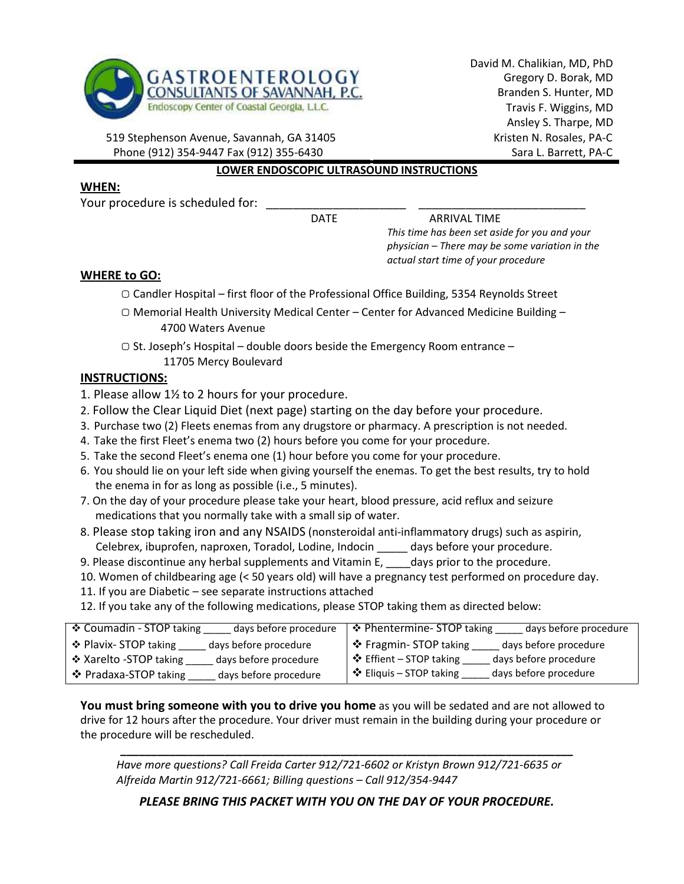**GASTROENTEROLOGY CONSULTANTS OF SAVANNAH, P.C.**
Endoscopy Center of Coastal Georgia, L.L.C.

519 Stephenson Avenue, Savannah, GA 31405
Phone (912) 354-9447 Fax (912) 355-6430

David M. Chalikian, MD, PhD
Gregory D. Borak, MD
Branden S. Hunter, MD
Travis F. Wiggins, MD
Ansley S. Tharpe, MD
Kristen N. Rosales, PA-C
Sara L. Barrett, PA-C

## LOWER ENDOSCOPIC ULTRASOUND INSTRUCTIONS

### WHEN:

Your procedure is scheduled for: ______________________ ___________________________

DATE ARRIVAL TIME

*This time has been set aside for you and your physician – There may be some variation in the actual start time of your procedure*

### WHERE to GO:

▢ Candler Hospital – first floor of the Professional Office Building, 5354 Reynolds Street

▢ Memorial Health University Medical Center – Center for Advanced Medicine Building – 4700 Waters Avenue

▢ St. Joseph's Hospital – double doors beside the Emergency Room entrance – 11705 Mercy Boulevard

### INSTRUCTIONS:

1. Please allow 1½ to 2 hours for your procedure.
2. Follow the Clear Liquid Diet (next page) starting on the day before your procedure.
3. Purchase two (2) Fleets enemas from any drugstore or pharmacy. A prescription is not needed.
4. Take the first Fleet's enema two (2) hours before you come for your procedure.
5. Take the second Fleet's enema one (1) hour before you come for your procedure.
6. You should lie on your left side when giving yourself the enemas. To get the best results, try to hold the enema in for as long as possible (i.e., 5 minutes).
7. On the day of your procedure please take your heart, blood pressure, acid reflux and seizure medications that you normally take with a small sip of water.
8. Please stop taking iron and any NSAIDS (nonsteroidal anti-inflammatory drugs) such as aspirin, Celebrex, ibuprofen, naproxen, Toradol, Lodine, Indocin _____ days before your procedure.
9. Please discontinue any herbal supplements and Vitamin E, ____days prior to the procedure.
10. Women of childbearing age (< 50 years old) will have a pregnancy test performed on procedure day.
11. If you are Diabetic – see separate instructions attached
12. If you take any of the following medications, please STOP taking them as directed below:

| | |
|---|---|
| ❖ Coumadin - STOP taking _____ days before procedure | ❖ Phentermine- STOP taking _____ days before procedure |
| ❖ Plavix- STOP taking _____ days before procedure | ❖ Fragmin- STOP taking _____ days before procedure |
| ❖ Xarelto -STOP taking _____ days before procedure | ❖ Effient – STOP taking _____ days before procedure |
| ❖ Pradaxa-STOP taking _____ days before procedure | ❖ Eliquis – STOP taking _____ days before procedure |

**You must bring someone with you to drive you home** as you will be sedated and are not allowed to drive for 12 hours after the procedure. Your driver must remain in the building during your procedure or the procedure will be rescheduled.

---

*Have more questions? Call Freida Carter 912/721-6602 or Kristyn Brown 912/721-6635 or Alfreida Martin 912/721-6661; Billing questions – Call 912/354-9447*

***PLEASE BRING THIS PACKET WITH YOU ON THE DAY OF YOUR PROCEDURE.***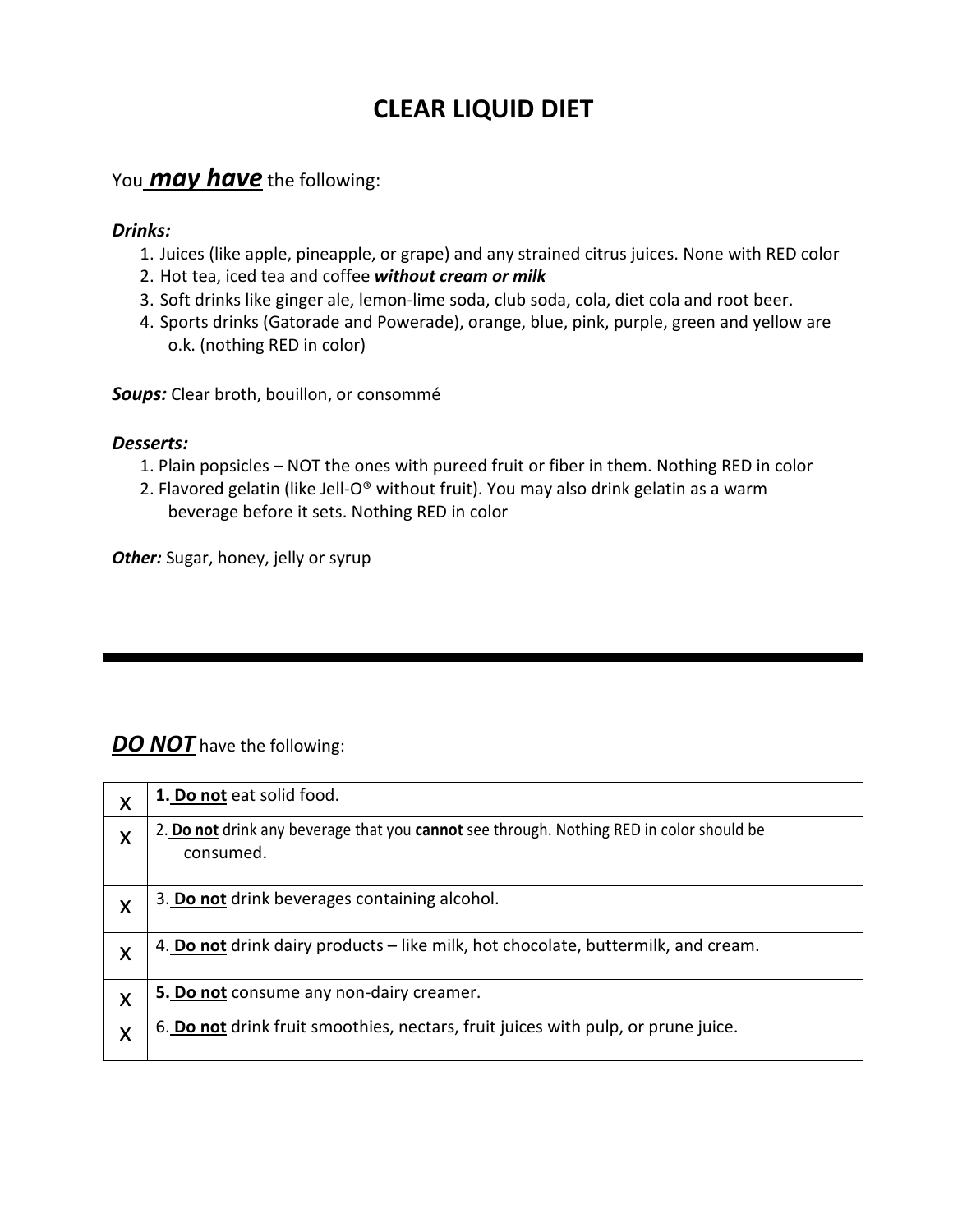# CLEAR LIQUID DIET

You ***may have*** the following:

***Drinks:***

1. Juices (like apple, pineapple, or grape) and any strained citrus juices. None with RED color
2. Hot tea, iced tea and coffee ***without cream or milk***
3. Soft drinks like ginger ale, lemon-lime soda, club soda, cola, diet cola and root beer.
4. Sports drinks (Gatorade and Powerade), orange, blue, pink, purple, green and yellow are o.k. (nothing RED in color)

***Soups:*** Clear broth, bouillon, or consommé

***Desserts:***

1. Plain popsicles – NOT the ones with pureed fruit or fiber in them. Nothing RED in color
2. Flavored gelatin (like Jell-O® without fruit). You may also drink gelatin as a warm beverage before it sets. Nothing RED in color

***Other:*** Sugar, honey, jelly or syrup

---

***DO NOT*** have the following:

| | |
|---|---|
| X | **1. Do not** eat solid food. |
| X | 2. **Do not** drink any beverage that you **cannot** see through. Nothing RED in color should be consumed. |
| X | 3. **Do not** drink beverages containing alcohol. |
| X | 4. **Do not** drink dairy products – like milk, hot chocolate, buttermilk, and cream. |
| X | **5. Do not** consume any non-dairy creamer. |
| X | 6. **Do not** drink fruit smoothies, nectars, fruit juices with pulp, or prune juice. |